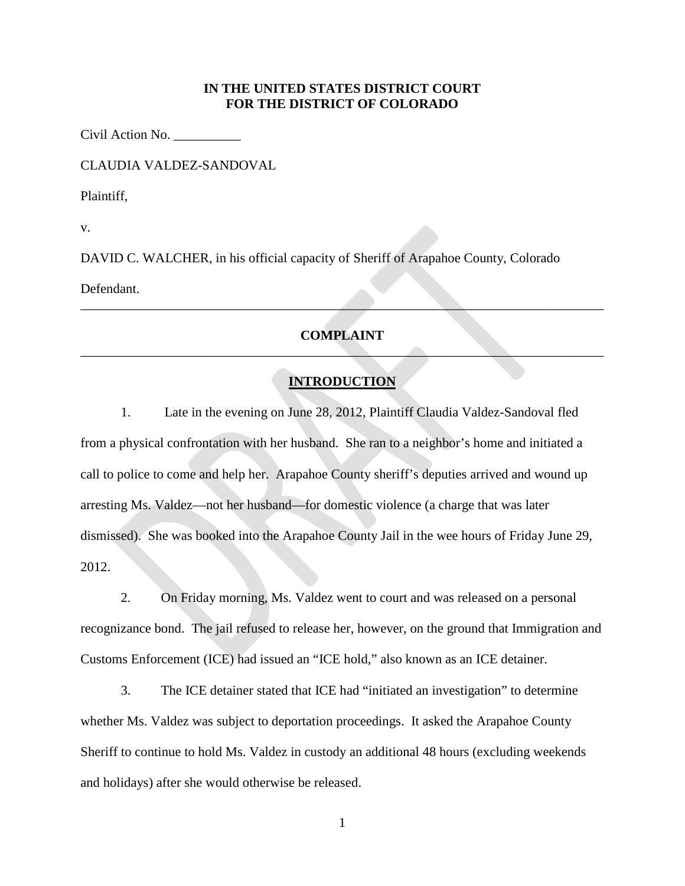**IN THE UNITED STATES DISTRICT COURT**
**FOR THE DISTRICT OF COLORADO**

Civil Action No. __________

CLAUDIA VALDEZ-SANDOVAL

Plaintiff,

v.

DAVID C. WALCHER, in his official capacity of Sheriff of Arapahoe County, Colorado

Defendant.

---

**COMPLAINT**

---

## INTRODUCTION

1. Late in the evening on June 28, 2012, Plaintiff Claudia Valdez-Sandoval fled from a physical confrontation with her husband. She ran to a neighbor's home and initiated a call to police to come and help her. Arapahoe County sheriff's deputies arrived and wound up arresting Ms. Valdez—not her husband—for domestic violence (a charge that was later dismissed). She was booked into the Arapahoe County Jail in the wee hours of Friday June 29, 2012.

2. On Friday morning, Ms. Valdez went to court and was released on a personal recognizance bond. The jail refused to release her, however, on the ground that Immigration and Customs Enforcement (ICE) had issued an "ICE hold," also known as an ICE detainer.

3. The ICE detainer stated that ICE had "initiated an investigation" to determine whether Ms. Valdez was subject to deportation proceedings. It asked the Arapahoe County Sheriff to continue to hold Ms. Valdez in custody an additional 48 hours (excluding weekends and holidays) after she would otherwise be released.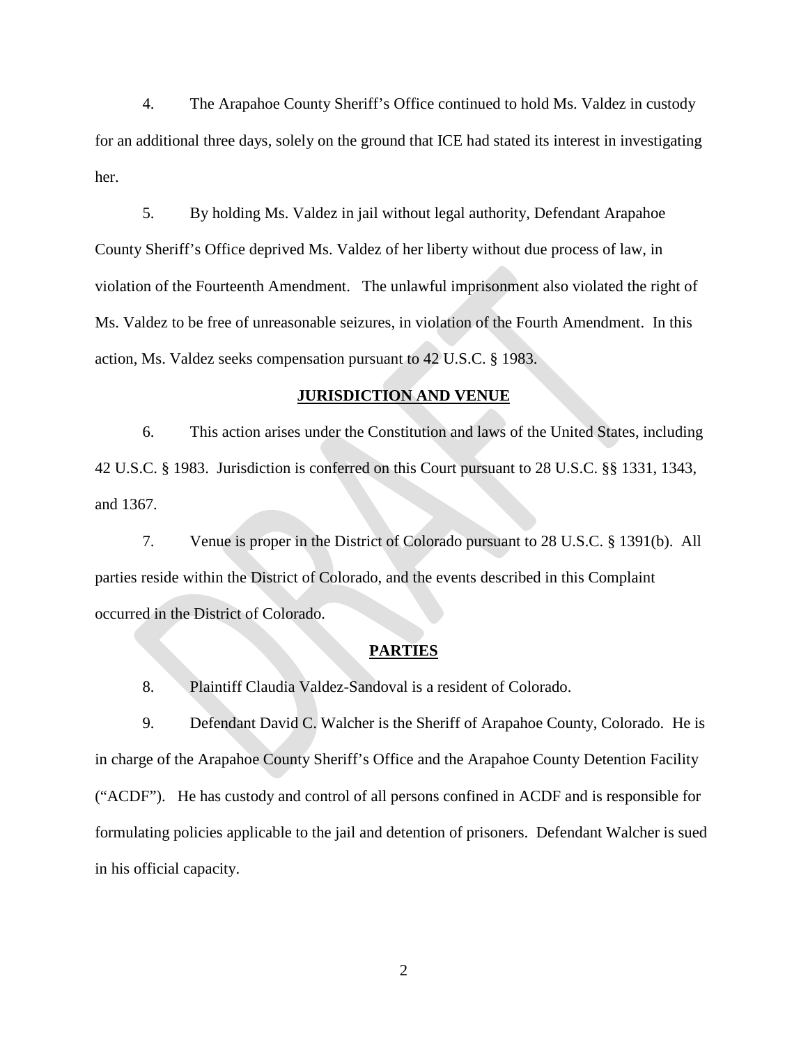4. The Arapahoe County Sheriff's Office continued to hold Ms. Valdez in custody for an additional three days, solely on the ground that ICE had stated its interest in investigating her.

5. By holding Ms. Valdez in jail without legal authority, Defendant Arapahoe County Sheriff's Office deprived Ms. Valdez of her liberty without due process of law, in violation of the Fourteenth Amendment. The unlawful imprisonment also violated the right of Ms. Valdez to be free of unreasonable seizures, in violation of the Fourth Amendment. In this action, Ms. Valdez seeks compensation pursuant to 42 U.S.C. § 1983.

## JURISDICTION AND VENUE

6. This action arises under the Constitution and laws of the United States, including 42 U.S.C. § 1983. Jurisdiction is conferred on this Court pursuant to 28 U.S.C. §§ 1331, 1343, and 1367.

7. Venue is proper in the District of Colorado pursuant to 28 U.S.C. § 1391(b). All parties reside within the District of Colorado, and the events described in this Complaint occurred in the District of Colorado.

## PARTIES

8. Plaintiff Claudia Valdez-Sandoval is a resident of Colorado.

9. Defendant David C. Walcher is the Sheriff of Arapahoe County, Colorado. He is in charge of the Arapahoe County Sheriff's Office and the Arapahoe County Detention Facility ("ACDF"). He has custody and control of all persons confined in ACDF and is responsible for formulating policies applicable to the jail and detention of prisoners. Defendant Walcher is sued in his official capacity.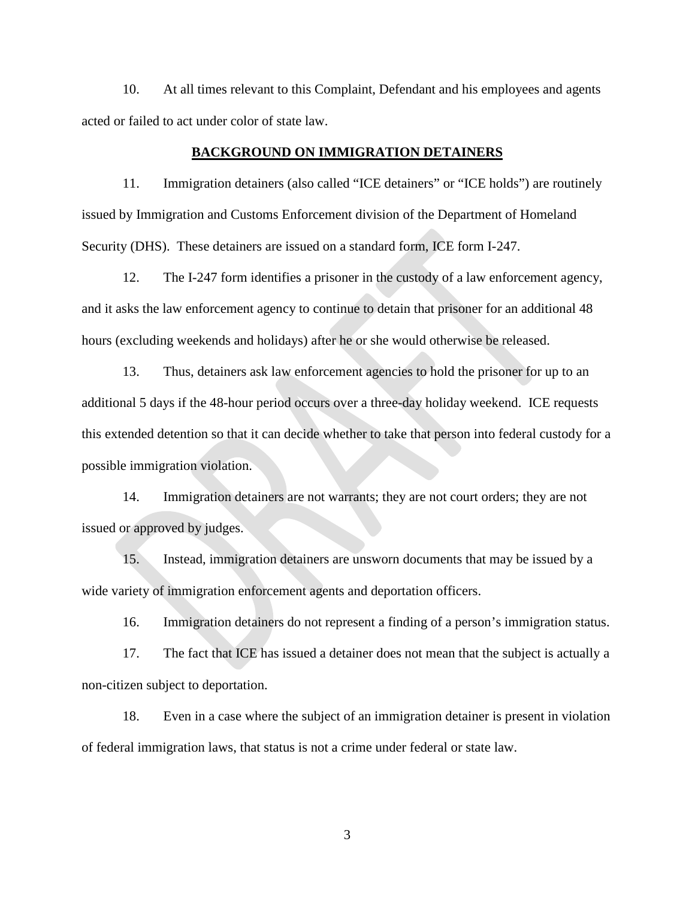10. At all times relevant to this Complaint, Defendant and his employees and agents acted or failed to act under color of state law.

## BACKGROUND ON IMMIGRATION DETAINERS

11. Immigration detainers (also called "ICE detainers" or "ICE holds") are routinely issued by Immigration and Customs Enforcement division of the Department of Homeland Security (DHS). These detainers are issued on a standard form, ICE form I-247.

12. The I-247 form identifies a prisoner in the custody of a law enforcement agency, and it asks the law enforcement agency to continue to detain that prisoner for an additional 48 hours (excluding weekends and holidays) after he or she would otherwise be released.

13. Thus, detainers ask law enforcement agencies to hold the prisoner for up to an additional 5 days if the 48-hour period occurs over a three-day holiday weekend. ICE requests this extended detention so that it can decide whether to take that person into federal custody for a possible immigration violation.

14. Immigration detainers are not warrants; they are not court orders; they are not issued or approved by judges.

15. Instead, immigration detainers are unsworn documents that may be issued by a wide variety of immigration enforcement agents and deportation officers.

16. Immigration detainers do not represent a finding of a person's immigration status.

17. The fact that ICE has issued a detainer does not mean that the subject is actually a non-citizen subject to deportation.

18. Even in a case where the subject of an immigration detainer is present in violation of federal immigration laws, that status is not a crime under federal or state law.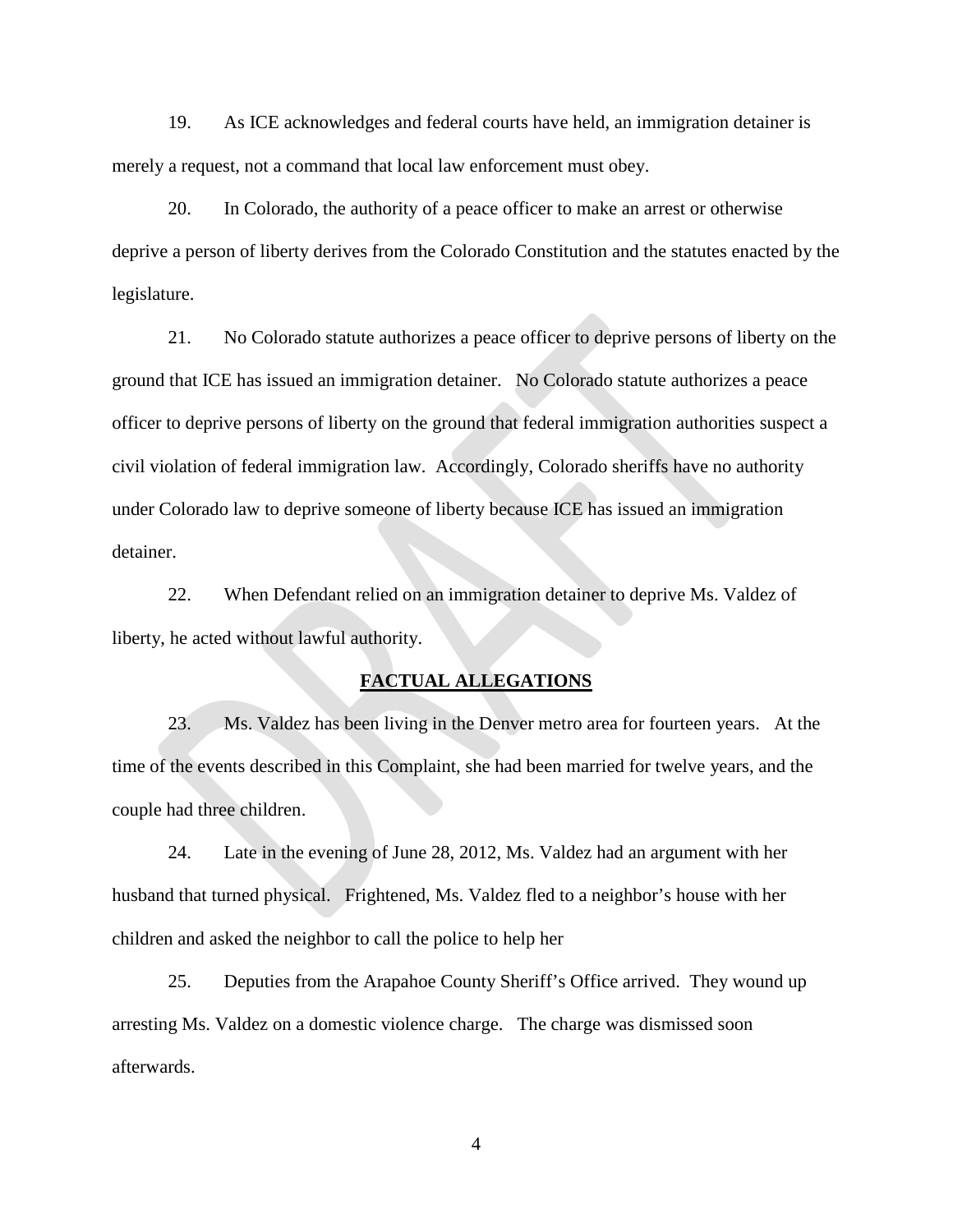19. As ICE acknowledges and federal courts have held, an immigration detainer is merely a request, not a command that local law enforcement must obey.

20. In Colorado, the authority of a peace officer to make an arrest or otherwise deprive a person of liberty derives from the Colorado Constitution and the statutes enacted by the legislature.

21. No Colorado statute authorizes a peace officer to deprive persons of liberty on the ground that ICE has issued an immigration detainer. No Colorado statute authorizes a peace officer to deprive persons of liberty on the ground that federal immigration authorities suspect a civil violation of federal immigration law. Accordingly, Colorado sheriffs have no authority under Colorado law to deprive someone of liberty because ICE has issued an immigration detainer.

22. When Defendant relied on an immigration detainer to deprive Ms. Valdez of liberty, he acted without lawful authority.

## FACTUAL ALLEGATIONS

23. Ms. Valdez has been living in the Denver metro area for fourteen years. At the time of the events described in this Complaint, she had been married for twelve years, and the couple had three children.

24. Late in the evening of June 28, 2012, Ms. Valdez had an argument with her husband that turned physical. Frightened, Ms. Valdez fled to a neighbor's house with her children and asked the neighbor to call the police to help her

25. Deputies from the Arapahoe County Sheriff's Office arrived. They wound up arresting Ms. Valdez on a domestic violence charge. The charge was dismissed soon afterwards.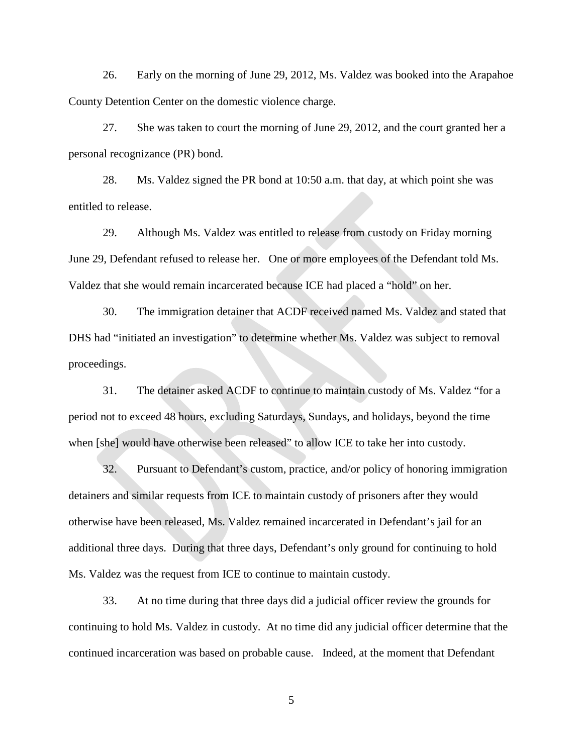26. Early on the morning of June 29, 2012, Ms. Valdez was booked into the Arapahoe County Detention Center on the domestic violence charge.

27. She was taken to court the morning of June 29, 2012, and the court granted her a personal recognizance (PR) bond.

28. Ms. Valdez signed the PR bond at 10:50 a.m. that day, at which point she was entitled to release.

29. Although Ms. Valdez was entitled to release from custody on Friday morning June 29, Defendant refused to release her. One or more employees of the Defendant told Ms. Valdez that she would remain incarcerated because ICE had placed a "hold" on her.

30. The immigration detainer that ACDF received named Ms. Valdez and stated that DHS had "initiated an investigation" to determine whether Ms. Valdez was subject to removal proceedings.

31. The detainer asked ACDF to continue to maintain custody of Ms. Valdez "for a period not to exceed 48 hours, excluding Saturdays, Sundays, and holidays, beyond the time when [she] would have otherwise been released" to allow ICE to take her into custody.

32. Pursuant to Defendant's custom, practice, and/or policy of honoring immigration detainers and similar requests from ICE to maintain custody of prisoners after they would otherwise have been released, Ms. Valdez remained incarcerated in Defendant's jail for an additional three days. During that three days, Defendant's only ground for continuing to hold Ms. Valdez was the request from ICE to continue to maintain custody.

33. At no time during that three days did a judicial officer review the grounds for continuing to hold Ms. Valdez in custody. At no time did any judicial officer determine that the continued incarceration was based on probable cause. Indeed, at the moment that Defendant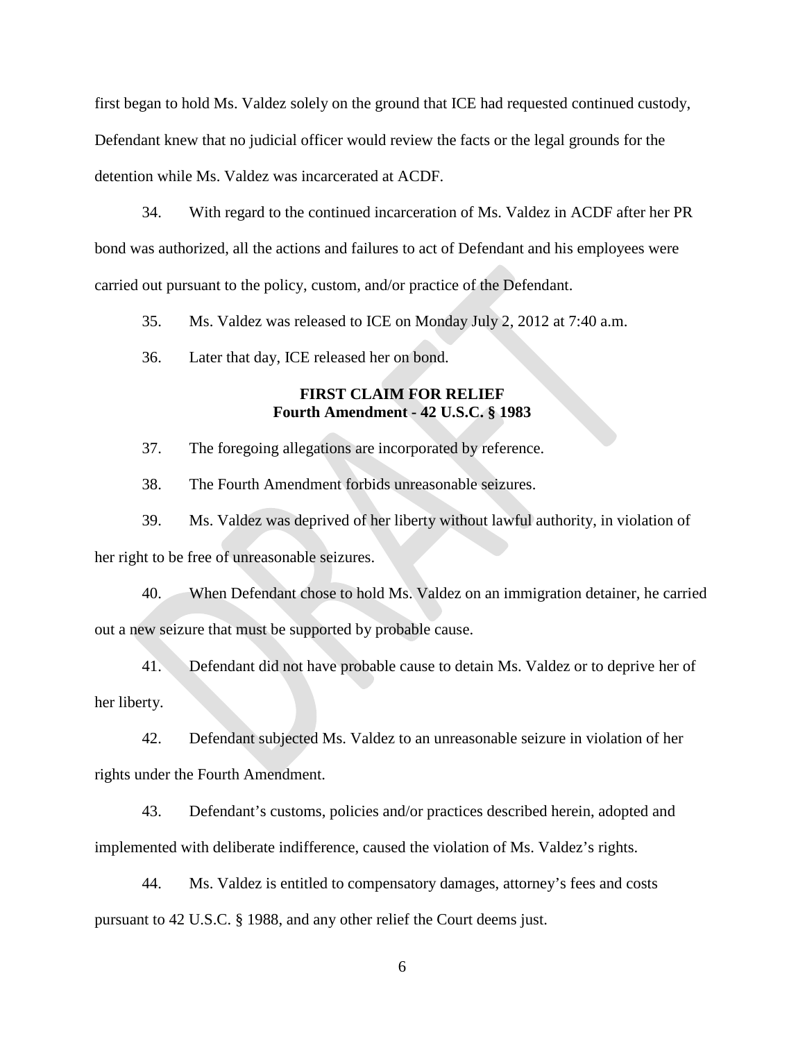first began to hold Ms. Valdez solely on the ground that ICE had requested continued custody, Defendant knew that no judicial officer would review the facts or the legal grounds for the detention while Ms. Valdez was incarcerated at ACDF.

34. With regard to the continued incarceration of Ms. Valdez in ACDF after her PR bond was authorized, all the actions and failures to act of Defendant and his employees were carried out pursuant to the policy, custom, and/or practice of the Defendant.

35. Ms. Valdez was released to ICE on Monday July 2, 2012 at 7:40 a.m.

36. Later that day, ICE released her on bond.

**FIRST CLAIM FOR RELIEF**
**Fourth Amendment - 42 U.S.C. § 1983**

37. The foregoing allegations are incorporated by reference.

38. The Fourth Amendment forbids unreasonable seizures.

39. Ms. Valdez was deprived of her liberty without lawful authority, in violation of her right to be free of unreasonable seizures.

40. When Defendant chose to hold Ms. Valdez on an immigration detainer, he carried out a new seizure that must be supported by probable cause.

41. Defendant did not have probable cause to detain Ms. Valdez or to deprive her of her liberty.

42. Defendant subjected Ms. Valdez to an unreasonable seizure in violation of her rights under the Fourth Amendment.

43. Defendant's customs, policies and/or practices described herein, adopted and implemented with deliberate indifference, caused the violation of Ms. Valdez's rights.

44. Ms. Valdez is entitled to compensatory damages, attorney's fees and costs pursuant to 42 U.S.C. § 1988, and any other relief the Court deems just.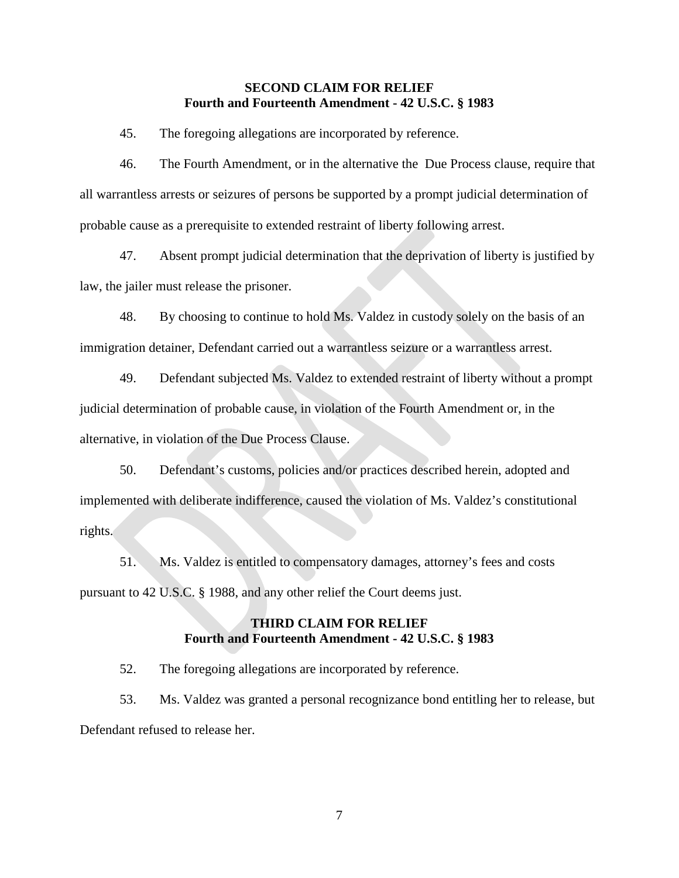**SECOND CLAIM FOR RELIEF**
**Fourth and Fourteenth Amendment - 42 U.S.C. § 1983**

45. The foregoing allegations are incorporated by reference.

46. The Fourth Amendment, or in the alternative the Due Process clause, require that all warrantless arrests or seizures of persons be supported by a prompt judicial determination of probable cause as a prerequisite to extended restraint of liberty following arrest.

47. Absent prompt judicial determination that the deprivation of liberty is justified by law, the jailer must release the prisoner.

48. By choosing to continue to hold Ms. Valdez in custody solely on the basis of an immigration detainer, Defendant carried out a warrantless seizure or a warrantless arrest.

49. Defendant subjected Ms. Valdez to extended restraint of liberty without a prompt judicial determination of probable cause, in violation of the Fourth Amendment or, in the alternative, in violation of the Due Process Clause.

50. Defendant's customs, policies and/or practices described herein, adopted and implemented with deliberate indifference, caused the violation of Ms. Valdez's constitutional rights.

51. Ms. Valdez is entitled to compensatory damages, attorney's fees and costs pursuant to 42 U.S.C. § 1988, and any other relief the Court deems just.

**THIRD CLAIM FOR RELIEF**
**Fourth and Fourteenth Amendment - 42 U.S.C. § 1983**

52. The foregoing allegations are incorporated by reference.

53. Ms. Valdez was granted a personal recognizance bond entitling her to release, but Defendant refused to release her.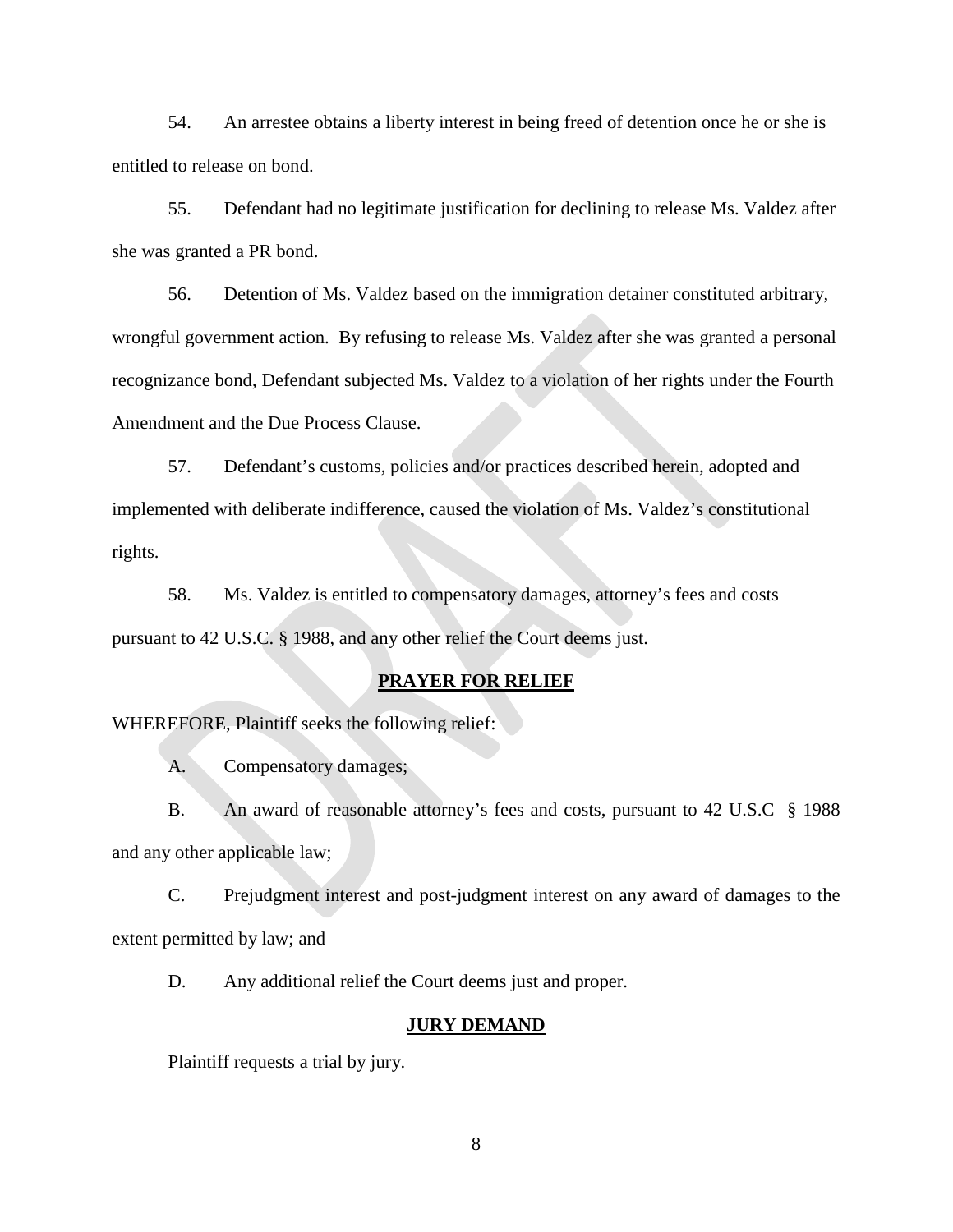54. An arrestee obtains a liberty interest in being freed of detention once he or she is entitled to release on bond.

55. Defendant had no legitimate justification for declining to release Ms. Valdez after she was granted a PR bond.

56. Detention of Ms. Valdez based on the immigration detainer constituted arbitrary, wrongful government action. By refusing to release Ms. Valdez after she was granted a personal recognizance bond, Defendant subjected Ms. Valdez to a violation of her rights under the Fourth Amendment and the Due Process Clause.

57. Defendant's customs, policies and/or practices described herein, adopted and implemented with deliberate indifference, caused the violation of Ms. Valdez's constitutional rights.

58. Ms. Valdez is entitled to compensatory damages, attorney's fees and costs pursuant to 42 U.S.C. § 1988, and any other relief the Court deems just.

## PRAYER FOR RELIEF

WHEREFORE, Plaintiff seeks the following relief:

A. Compensatory damages;

B. An award of reasonable attorney's fees and costs, pursuant to 42 U.S.C § 1988 and any other applicable law;

C. Prejudgment interest and post-judgment interest on any award of damages to the extent permitted by law; and

D. Any additional relief the Court deems just and proper.

## JURY DEMAND

Plaintiff requests a trial by jury.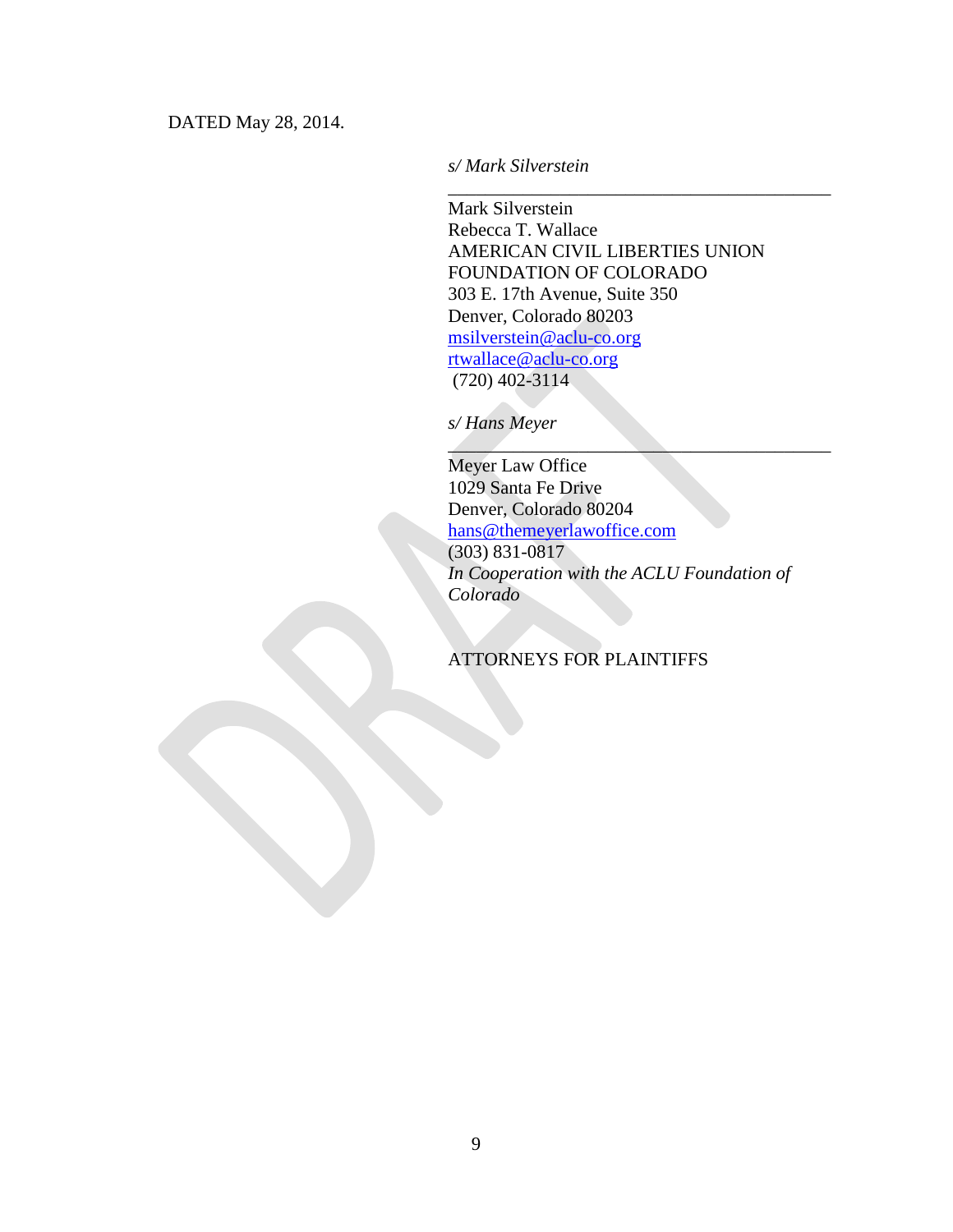DATED May 28, 2014.

*s/ Mark Silverstein*

\_\_\_\_\_\_\_\_\_\_\_\_\_\_\_\_\_\_\_\_\_\_\_\_\_\_\_\_\_\_\_\_\_\_\_\_\_\_\_\_

Mark Silverstein
Rebecca T. Wallace
AMERICAN CIVIL LIBERTIES UNION
FOUNDATION OF COLORADO
303 E. 17th Avenue, Suite 350
Denver, Colorado 80203
msilverstein@aclu-co.org
rtwallace@aclu-co.org
(720) 402-3114

*s/ Hans Meyer*

\_\_\_\_\_\_\_\_\_\_\_\_\_\_\_\_\_\_\_\_\_\_\_\_\_\_\_\_\_\_\_\_\_\_\_\_\_\_\_\_

Meyer Law Office
1029 Santa Fe Drive
Denver, Colorado 80204
hans@themeyerlawoffice.com
(303) 831-0817
*In Cooperation with the ACLU Foundation of Colorado*

ATTORNEYS FOR PLAINTIFFS